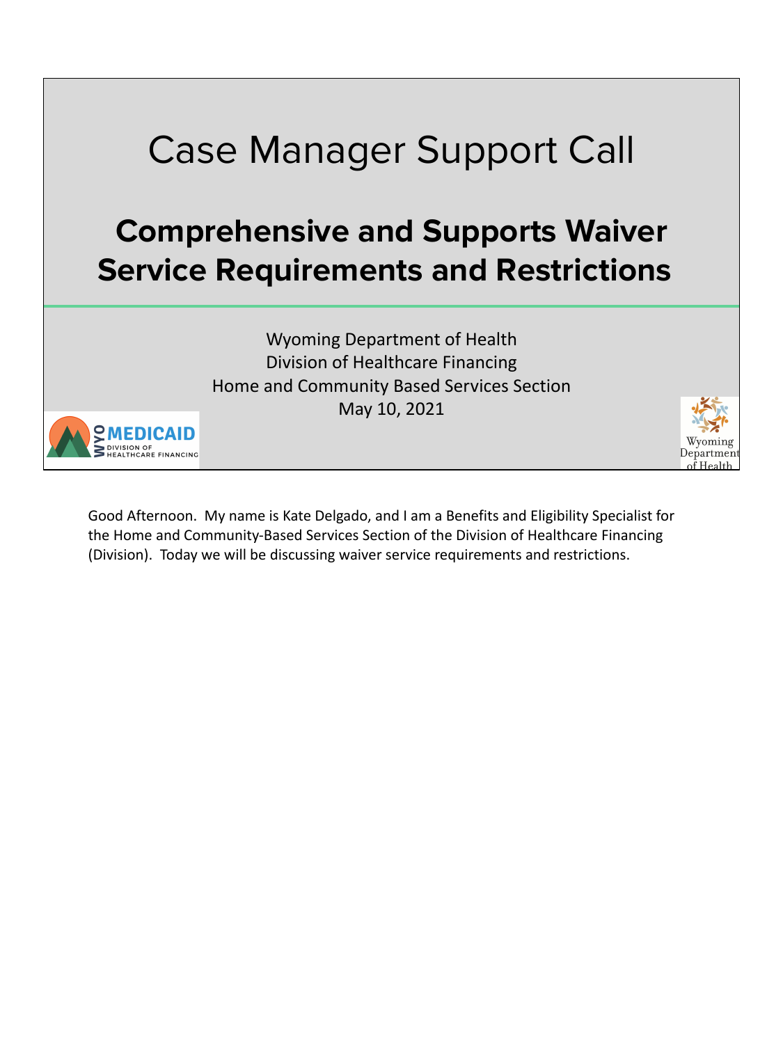# Case Manager Support Call

## Comprehensive and Supports Waiver Service Requirements and Restrictions

Wyoming Department of Health
Division of Healthcare Financing
Home and Community Based Services Section
May 10, 2021

WYO MEDICAID
DIVISION OF HEALTHCARE FINANCING

Wyoming Department of Health

Good Afternoon. My name is Kate Delgado, and I am a Benefits and Eligibility Specialist for the Home and Community-Based Services Section of the Division of Healthcare Financing (Division). Today we will be discussing waiver service requirements and restrictions.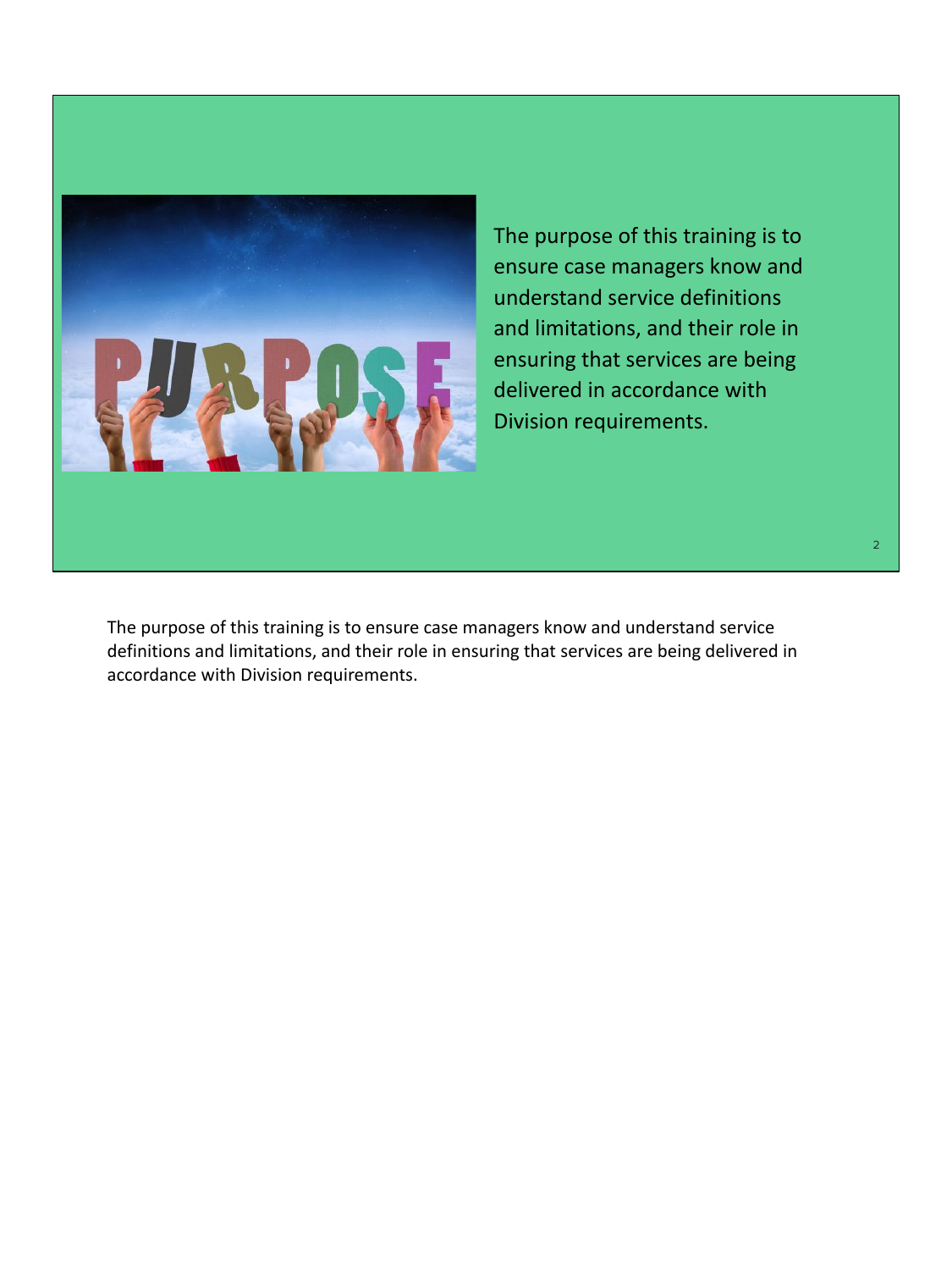The purpose of this training is to ensure case managers know and understand service definitions and limitations, and their role in ensuring that services are being delivered in accordance with Division requirements.

The purpose of this training is to ensure case managers know and understand service definitions and limitations, and their role in ensuring that services are being delivered in accordance with Division requirements.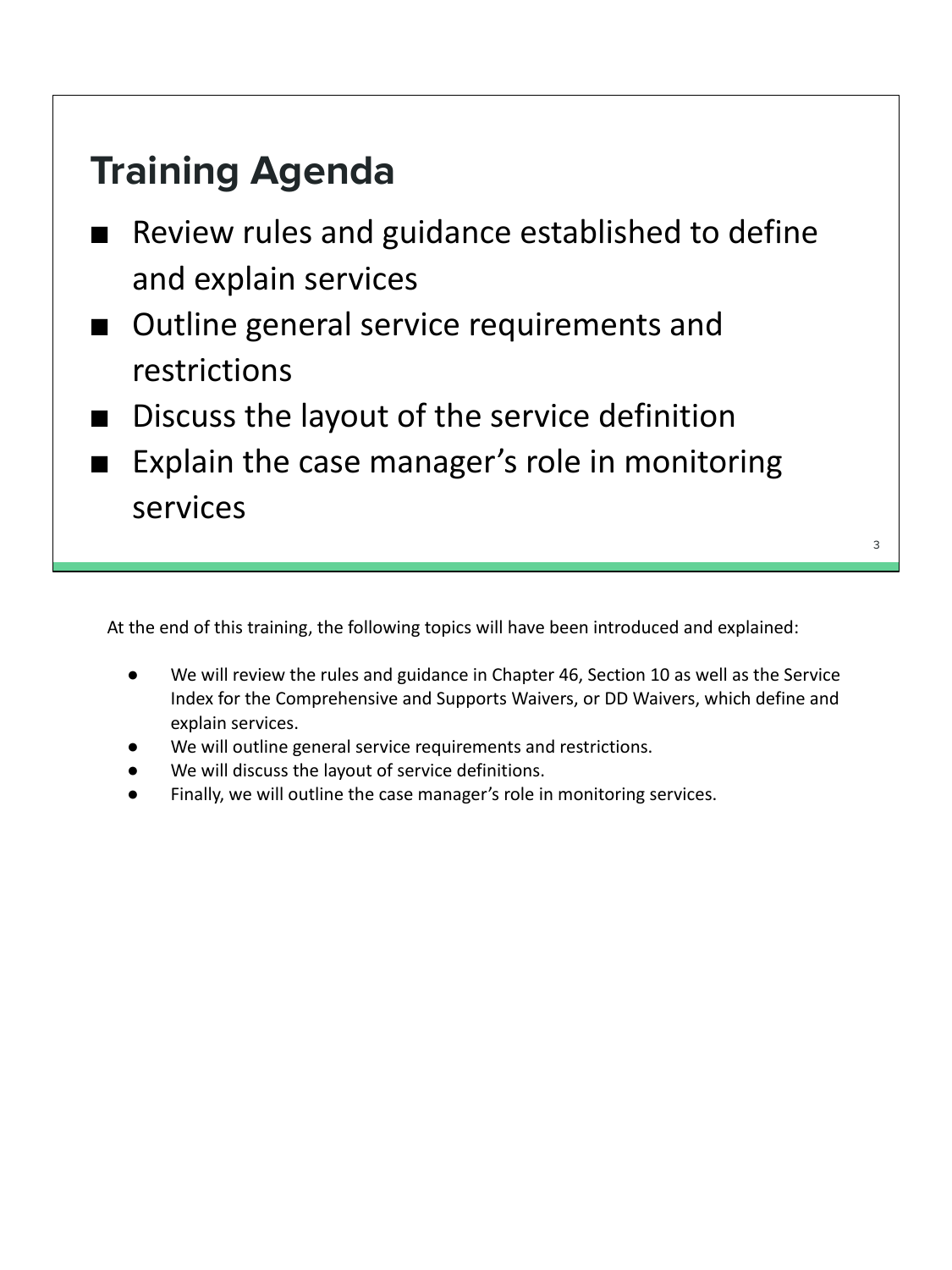## Training Agenda

- Review rules and guidance established to define and explain services
- Outline general service requirements and restrictions
- Discuss the layout of the service definition
- Explain the case manager's role in monitoring services

At the end of this training, the following topics will have been introduced and explained:

- We will review the rules and guidance in Chapter 46, Section 10 as well as the Service Index for the Comprehensive and Supports Waivers, or DD Waivers, which define and explain services.
- We will outline general service requirements and restrictions.
- We will discuss the layout of service definitions.
- Finally, we will outline the case manager's role in monitoring services.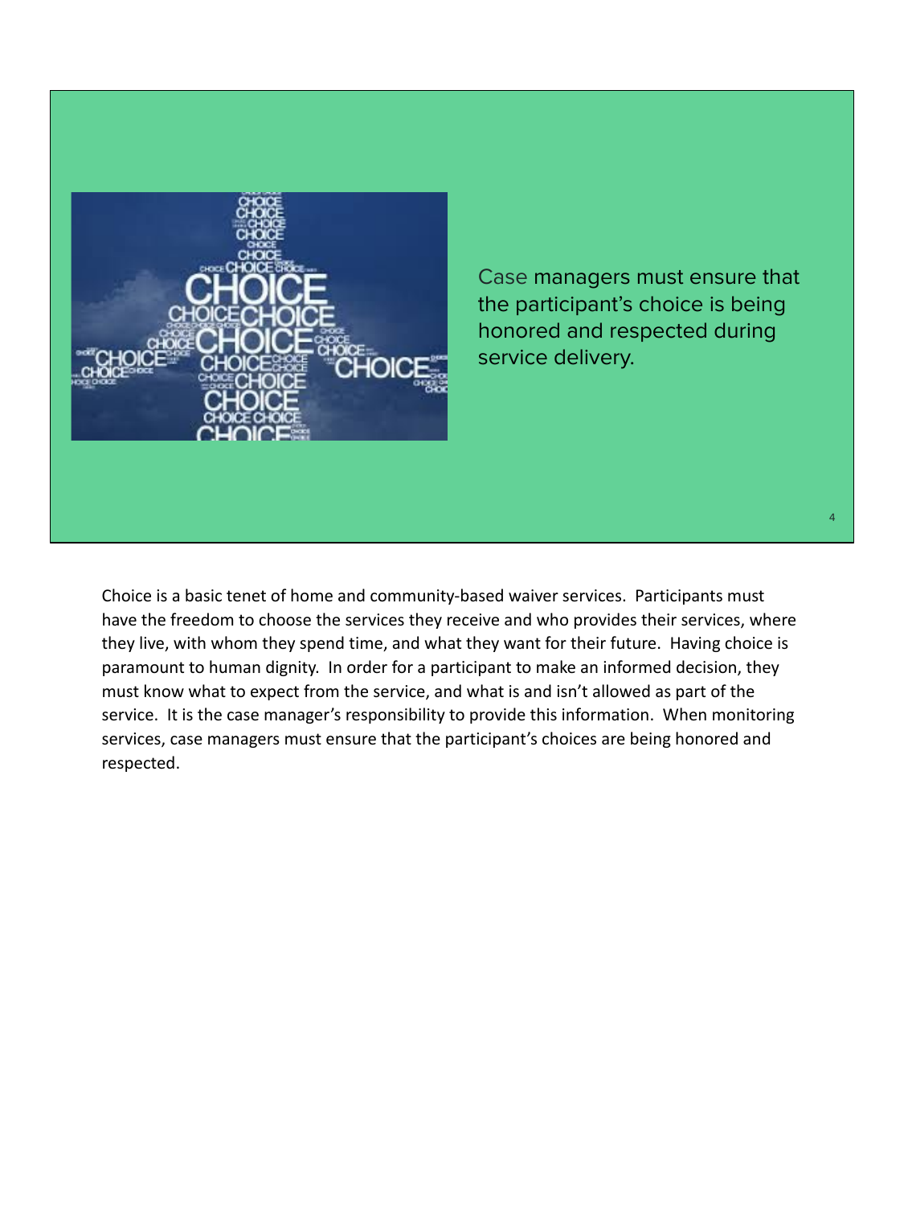Case managers must ensure that the participant's choice is being honored and respected during service delivery.

Choice is a basic tenet of home and community-based waiver services. Participants must have the freedom to choose the services they receive and who provides their services, where they live, with whom they spend time, and what they want for their future. Having choice is paramount to human dignity. In order for a participant to make an informed decision, they must know what to expect from the service, and what is and isn't allowed as part of the service. It is the case manager's responsibility to provide this information. When monitoring services, case managers must ensure that the participant's choices are being honored and respected.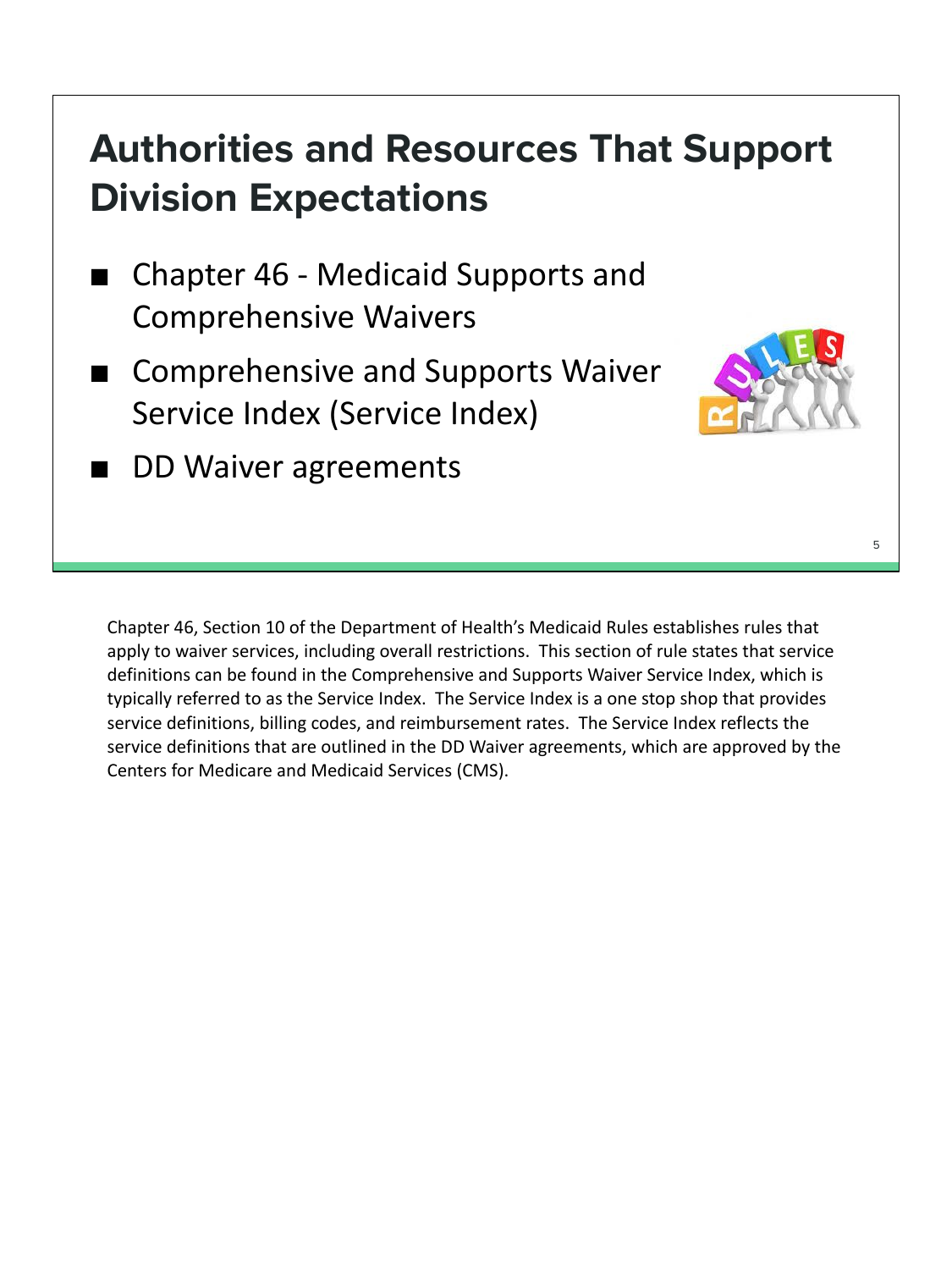# Authorities and Resources That Support Division Expectations

- Chapter 46 - Medicaid Supports and Comprehensive Waivers
- Comprehensive and Supports Waiver Service Index (Service Index)
- DD Waiver agreements

Chapter 46, Section 10 of the Department of Health's Medicaid Rules establishes rules that apply to waiver services, including overall restrictions. This section of rule states that service definitions can be found in the Comprehensive and Supports Waiver Service Index, which is typically referred to as the Service Index. The Service Index is a one stop shop that provides service definitions, billing codes, and reimbursement rates. The Service Index reflects the service definitions that are outlined in the DD Waiver agreements, which are approved by the Centers for Medicare and Medicaid Services (CMS).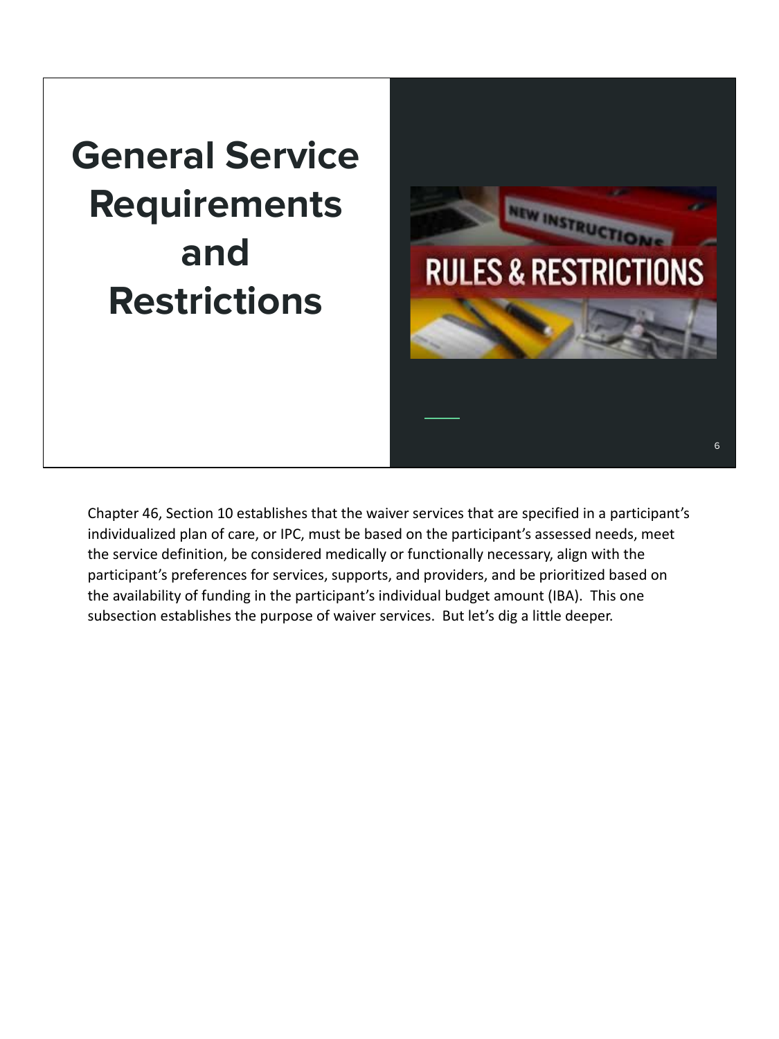# General Service Requirements and Restrictions

Chapter 46, Section 10 establishes that the waiver services that are specified in a participant's individualized plan of care, or IPC, must be based on the participant's assessed needs, meet the service definition, be considered medically or functionally necessary, align with the participant's preferences for services, supports, and providers, and be prioritized based on the availability of funding in the participant's individual budget amount (IBA). This one subsection establishes the purpose of waiver services. But let's dig a little deeper.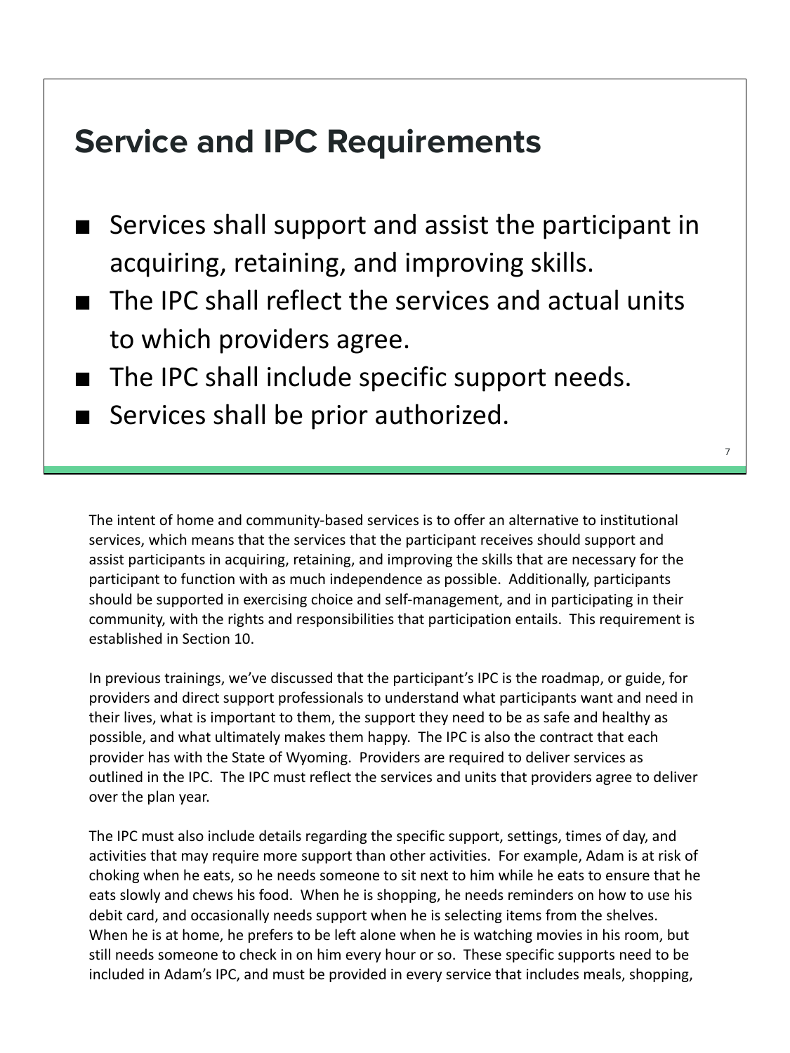## Service and IPC Requirements

- Services shall support and assist the participant in acquiring, retaining, and improving skills.
- The IPC shall reflect the services and actual units to which providers agree.
- The IPC shall include specific support needs.
- Services shall be prior authorized.

The intent of home and community-based services is to offer an alternative to institutional services, which means that the services that the participant receives should support and assist participants in acquiring, retaining, and improving the skills that are necessary for the participant to function with as much independence as possible. Additionally, participants should be supported in exercising choice and self-management, and in participating in their community, with the rights and responsibilities that participation entails. This requirement is established in Section 10.

In previous trainings, we've discussed that the participant's IPC is the roadmap, or guide, for providers and direct support professionals to understand what participants want and need in their lives, what is important to them, the support they need to be as safe and healthy as possible, and what ultimately makes them happy. The IPC is also the contract that each provider has with the State of Wyoming. Providers are required to deliver services as outlined in the IPC. The IPC must reflect the services and units that providers agree to deliver over the plan year.

The IPC must also include details regarding the specific support, settings, times of day, and activities that may require more support than other activities. For example, Adam is at risk of choking when he eats, so he needs someone to sit next to him while he eats to ensure that he eats slowly and chews his food. When he is shopping, he needs reminders on how to use his debit card, and occasionally needs support when he is selecting items from the shelves. When he is at home, he prefers to be left alone when he is watching movies in his room, but still needs someone to check in on him every hour or so. These specific supports need to be included in Adam's IPC, and must be provided in every service that includes meals, shopping,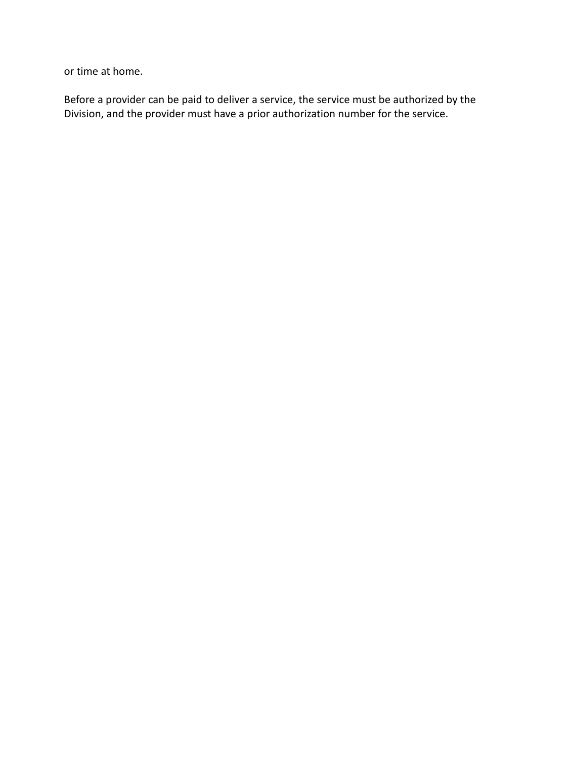or time at home.

Before a provider can be paid to deliver a service, the service must be authorized by the Division, and the provider must have a prior authorization number for the service.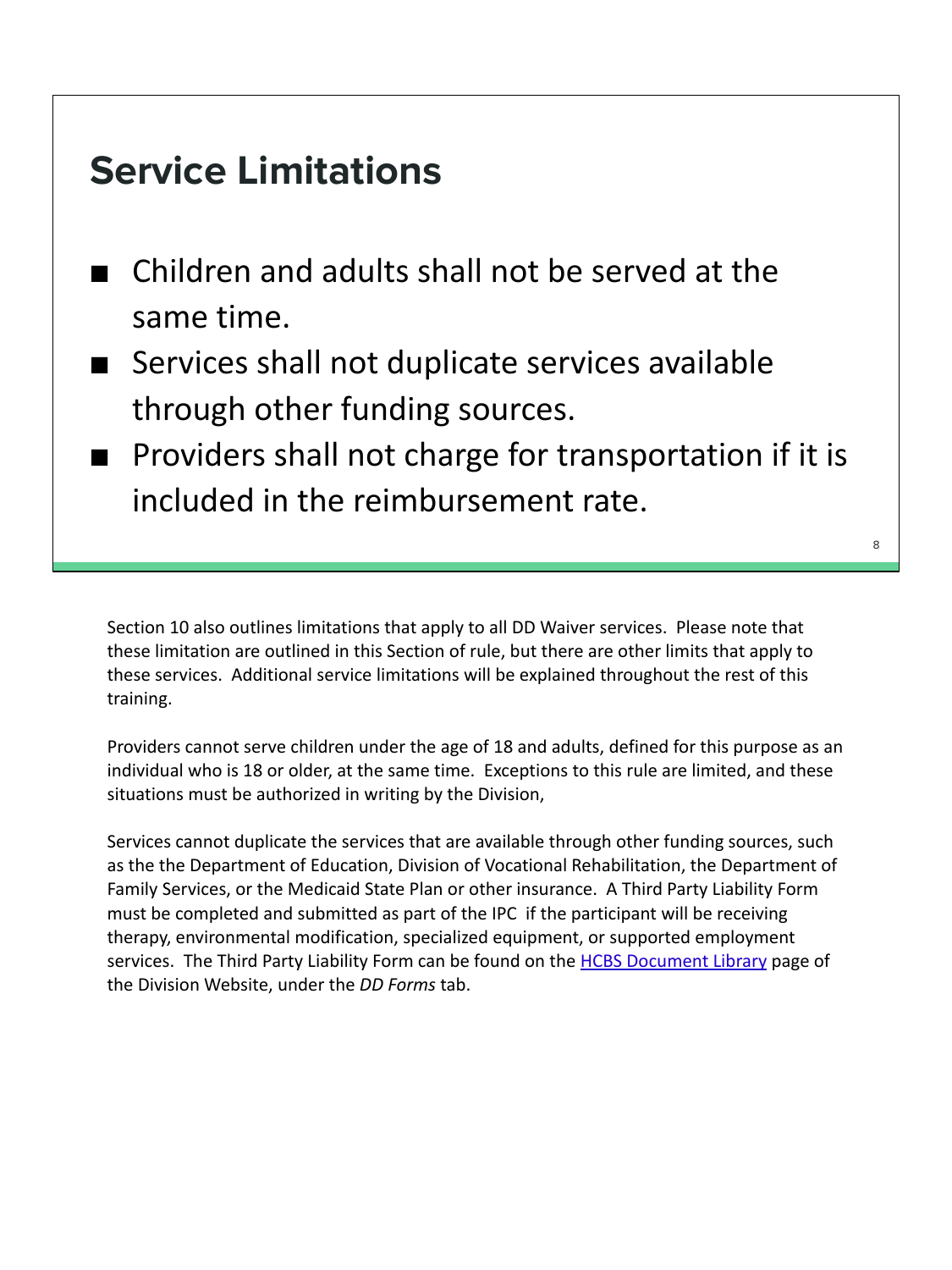## Service Limitations

- Children and adults shall not be served at the same time.
- Services shall not duplicate services available through other funding sources.
- Providers shall not charge for transportation if it is included in the reimbursement rate.

Section 10 also outlines limitations that apply to all DD Waiver services. Please note that these limitation are outlined in this Section of rule, but there are other limits that apply to these services. Additional service limitations will be explained throughout the rest of this training.

Providers cannot serve children under the age of 18 and adults, defined for this purpose as an individual who is 18 or older, at the same time. Exceptions to this rule are limited, and these situations must be authorized in writing by the Division,

Services cannot duplicate the services that are available through other funding sources, such as the the Department of Education, Division of Vocational Rehabilitation, the Department of Family Services, or the Medicaid State Plan or other insurance. A Third Party Liability Form must be completed and submitted as part of the IPC if the participant will be receiving therapy, environmental modification, specialized equipment, or supported employment services. The Third Party Liability Form can be found on the HCBS Document Library page of the Division Website, under the *DD Forms* tab.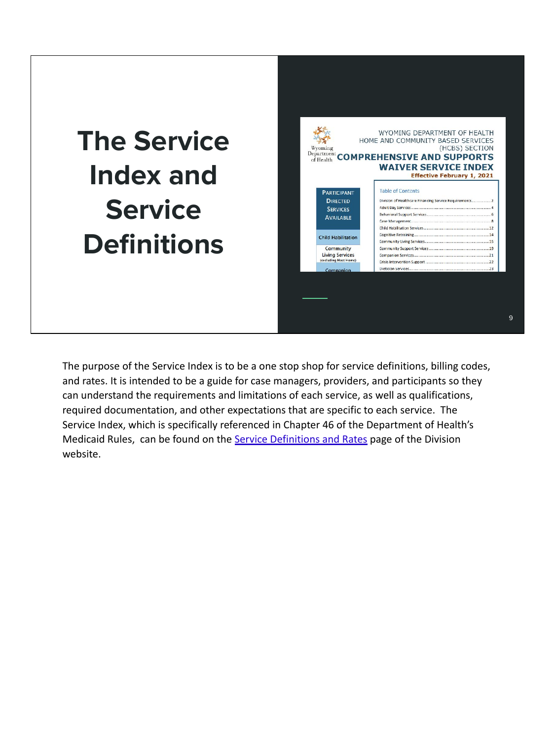# The Service Index and Service Definitions

WYOMING DEPARTMENT OF HEALTH
HOME AND COMMUNITY BASED SERVICES (HCBS) SECTION
**COMPREHENSIVE AND SUPPORTS WAIVER SERVICE INDEX**
**Effective February 1, 2021**

PARTICIPANT DIRECTED SERVICES AVAILABLE

- Child Habilitation
- Community Living Services (excluding Host Home)
- Companion

Table of Contents

- Division of Healthcare Financing Service Requirements ..... 2
- Adult Day Services ..... 4
- Behavioral Support Services ..... 6
- Case Management ..... 8
- Child Habilitation Services ..... 12
- Cognitive Retraining ..... 14
- Community Living Services ..... 15
- Community Support Services ..... 19
- Companion Services ..... 21
- Crisis Intervention Support ..... 22
- Dietician Services ..... 23

The purpose of the Service Index is to be a one stop shop for service definitions, billing codes, and rates. It is intended to be a guide for case managers, providers, and participants so they can understand the requirements and limitations of each service, as well as qualifications, required documentation, and other expectations that are specific to each service. The Service Index, which is specifically referenced in Chapter 46 of the Department of Health's Medicaid Rules, can be found on the [Service Definitions and Rates](#) page of the Division website.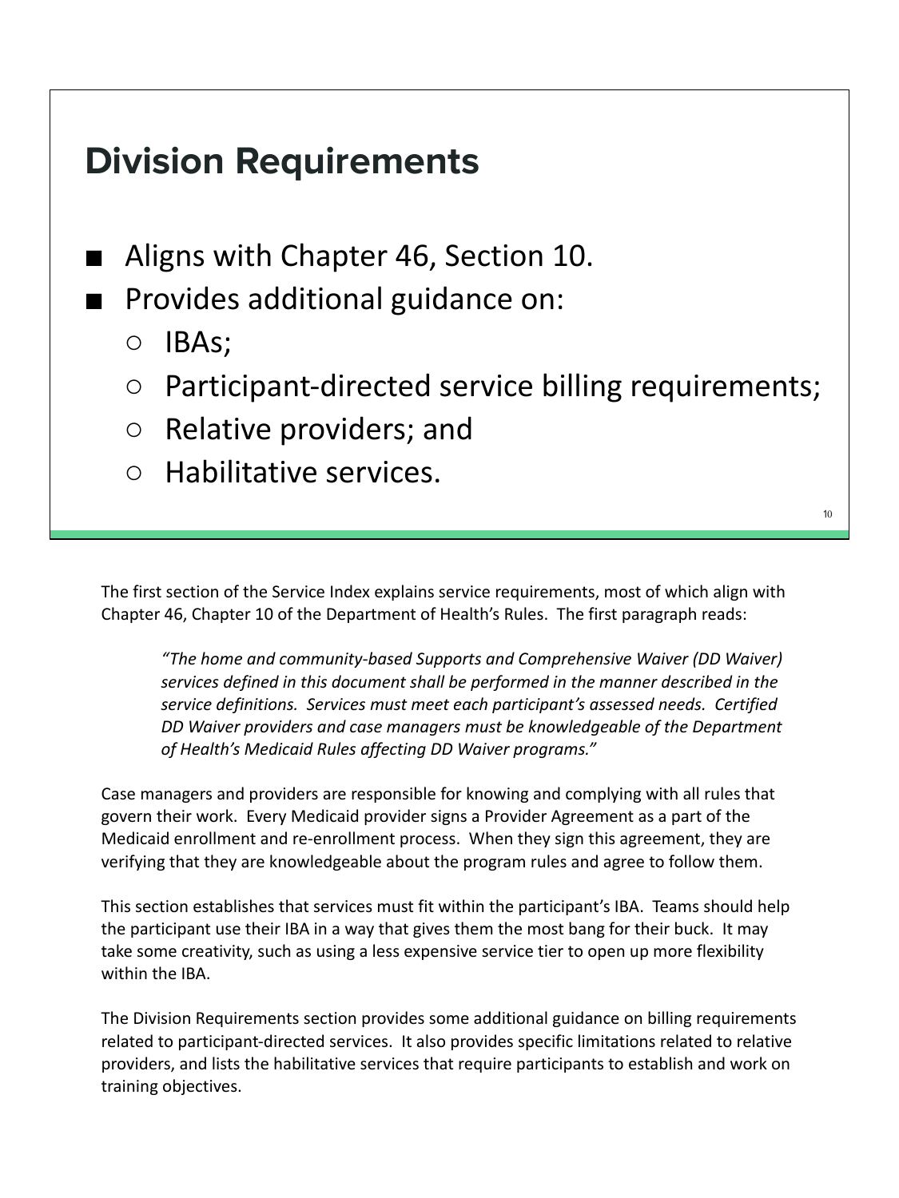## Division Requirements

- Aligns with Chapter 46, Section 10.
- Provides additional guidance on:
  - IBAs;
  - Participant-directed service billing requirements;
  - Relative providers; and
  - Habilitative services.

The first section of the Service Index explains service requirements, most of which align with Chapter 46, Chapter 10 of the Department of Health's Rules. The first paragraph reads:

> *"The home and community-based Supports and Comprehensive Waiver (DD Waiver) services defined in this document shall be performed in the manner described in the service definitions. Services must meet each participant's assessed needs. Certified DD Waiver providers and case managers must be knowledgeable of the Department of Health's Medicaid Rules affecting DD Waiver programs."*

Case managers and providers are responsible for knowing and complying with all rules that govern their work. Every Medicaid provider signs a Provider Agreement as a part of the Medicaid enrollment and re-enrollment process. When they sign this agreement, they are verifying that they are knowledgeable about the program rules and agree to follow them.

This section establishes that services must fit within the participant's IBA. Teams should help the participant use their IBA in a way that gives them the most bang for their buck. It may take some creativity, such as using a less expensive service tier to open up more flexibility within the IBA.

The Division Requirements section provides some additional guidance on billing requirements related to participant-directed services. It also provides specific limitations related to relative providers, and lists the habilitative services that require participants to establish and work on training objectives.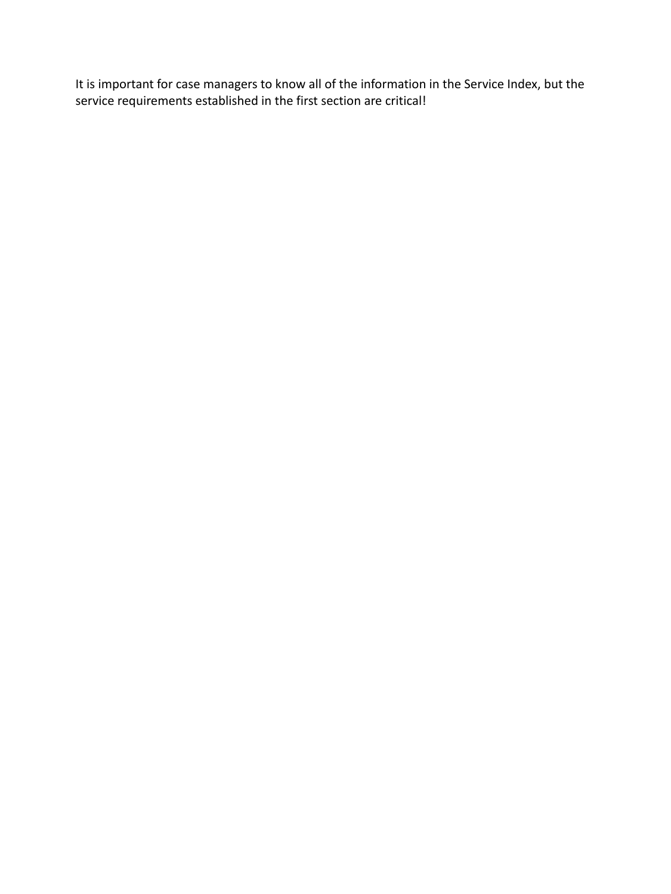It is important for case managers to know all of the information in the Service Index, but the service requirements established in the first section are critical!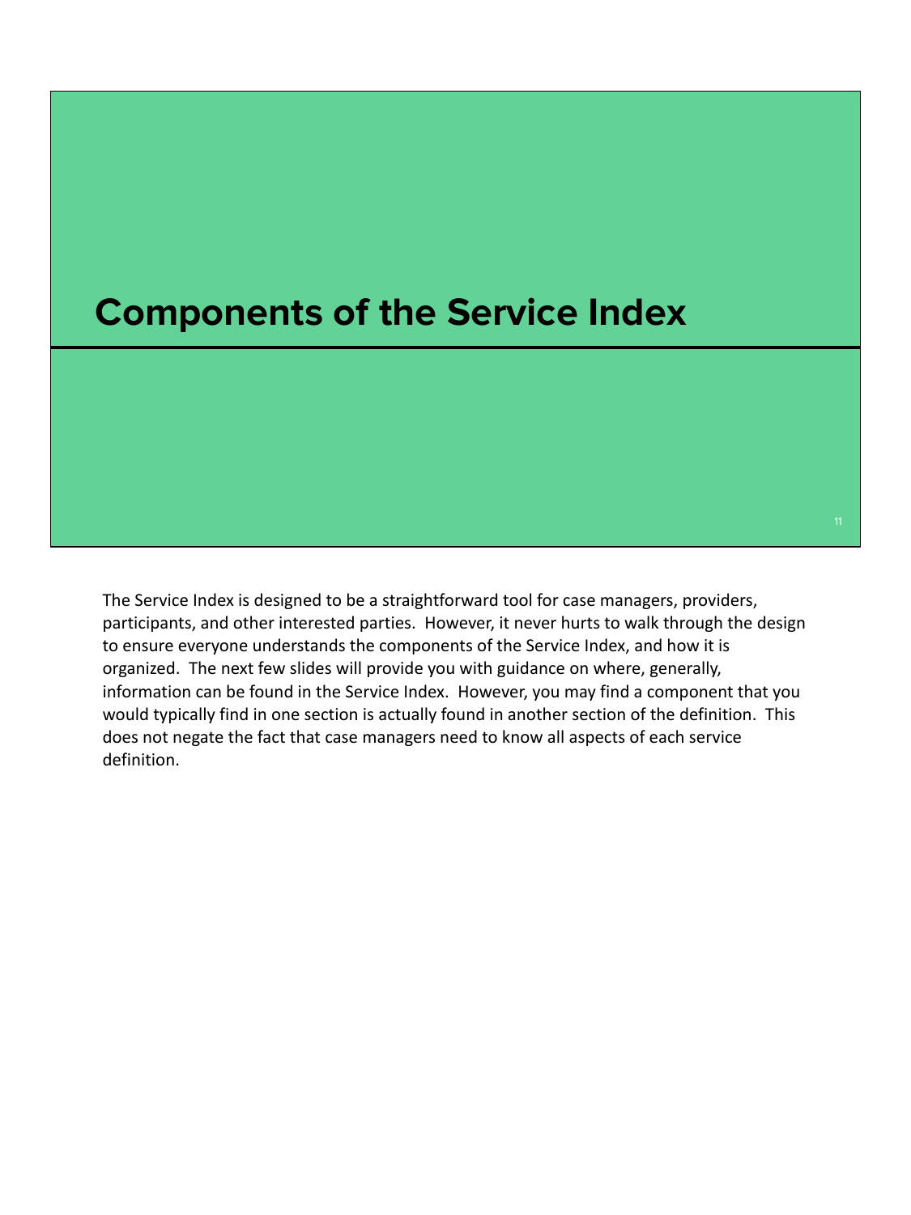# Components of the Service Index

The Service Index is designed to be a straightforward tool for case managers, providers, participants, and other interested parties. However, it never hurts to walk through the design to ensure everyone understands the components of the Service Index, and how it is organized. The next few slides will provide you with guidance on where, generally, information can be found in the Service Index. However, you may find a component that you would typically find in one section is actually found in another section of the definition. This does not negate the fact that case managers need to know all aspects of each service definition.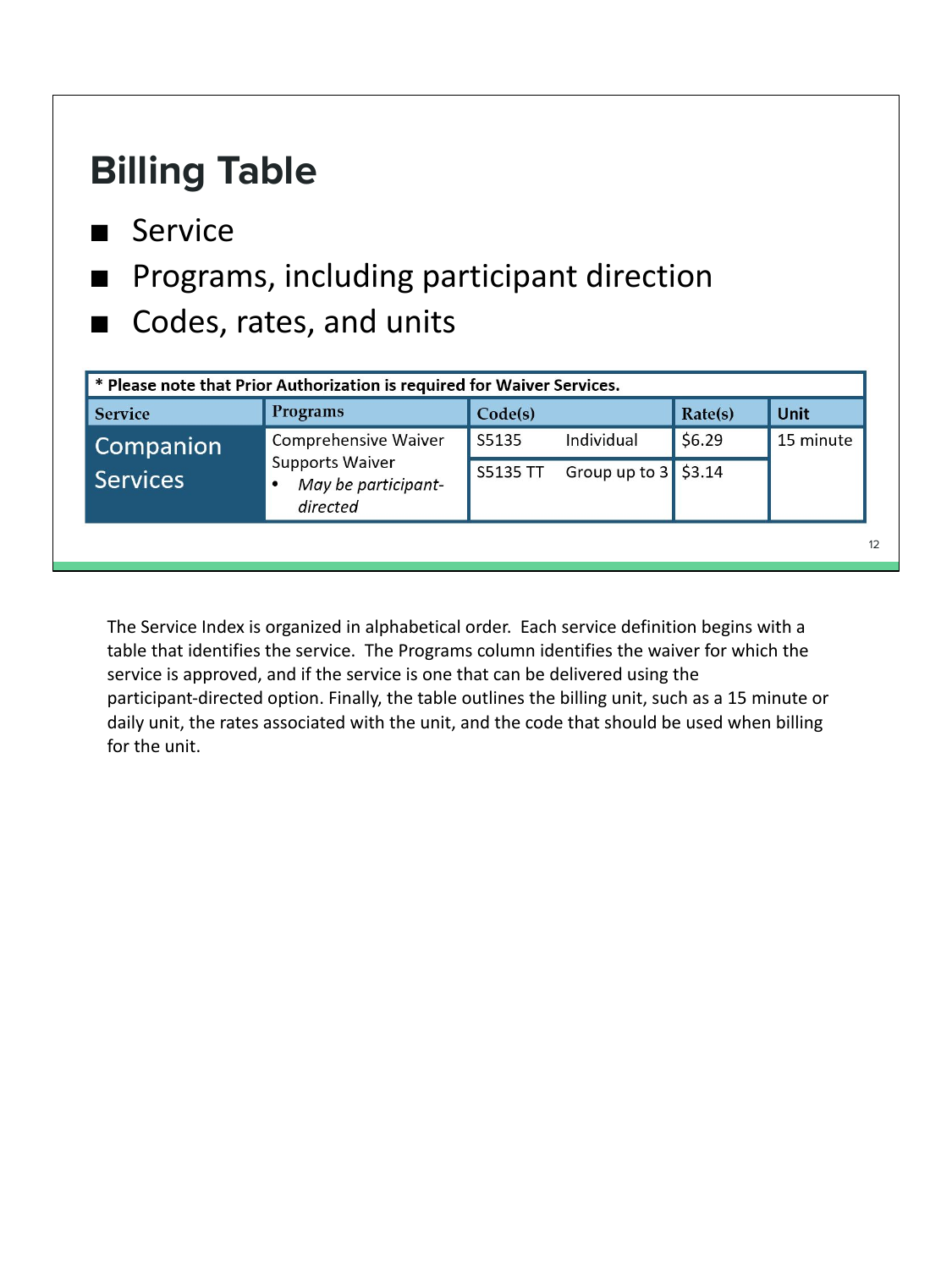## Billing Table

- Service
- Programs, including participant direction
- Codes, rates, and units

| * Please note that Prior Authorization is required for Waiver Services. | | | | | |
|---|---|---|---|---|---|
| **Service** | **Programs** | **Code(s)** | | **Rate(s)** | **Unit** |
| Companion Services | Comprehensive Waiver<br>Supports Waiver<br>• *May be participant-directed* | S5135 | Individual | $6.29 | 15 minute |
| | | S5135 TT | Group up to 3 | $3.14 | |

The Service Index is organized in alphabetical order. Each service definition begins with a table that identifies the service. The Programs column identifies the waiver for which the service is approved, and if the service is one that can be delivered using the participant-directed option. Finally, the table outlines the billing unit, such as a 15 minute or daily unit, the rates associated with the unit, and the code that should be used when billing for the unit.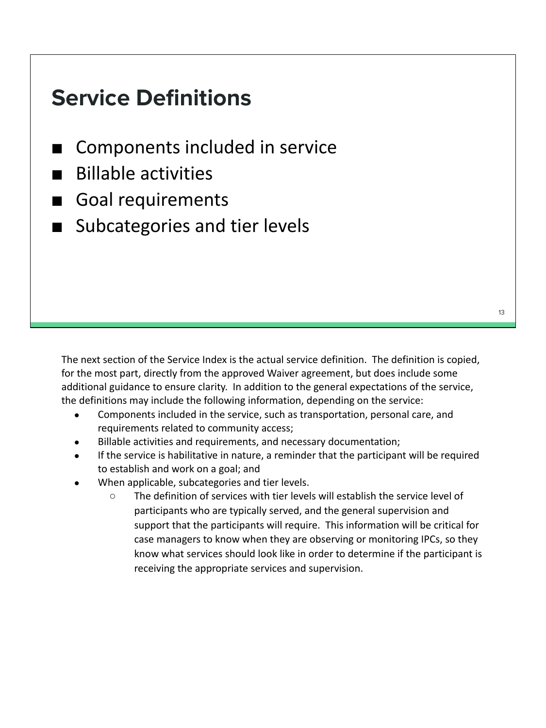## Service Definitions

- Components included in service
- Billable activities
- Goal requirements
- Subcategories and tier levels

The next section of the Service Index is the actual service definition. The definition is copied, for the most part, directly from the approved Waiver agreement, but does include some additional guidance to ensure clarity. In addition to the general expectations of the service, the definitions may include the following information, depending on the service:

- Components included in the service, such as transportation, personal care, and requirements related to community access;
- Billable activities and requirements, and necessary documentation;
- If the service is habilitative in nature, a reminder that the participant will be required to establish and work on a goal; and
- When applicable, subcategories and tier levels.
  - The definition of services with tier levels will establish the service level of participants who are typically served, and the general supervision and support that the participants will require. This information will be critical for case managers to know when they are observing or monitoring IPCs, so they know what services should look like in order to determine if the participant is receiving the appropriate services and supervision.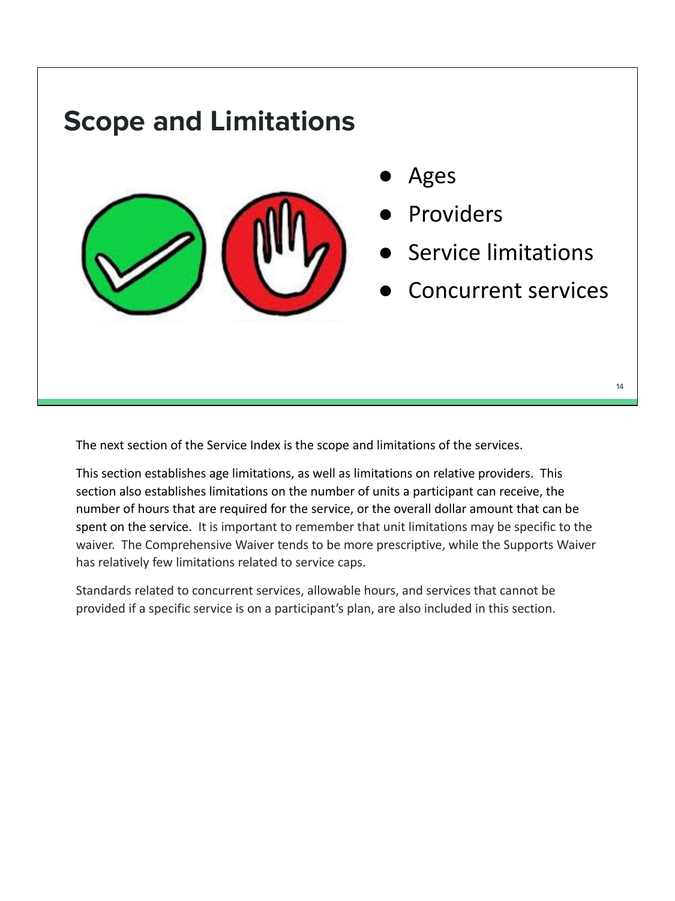## Scope and Limitations

- Ages
- Providers
- Service limitations
- Concurrent services

The next section of the Service Index is the scope and limitations of the services.

This section establishes age limitations, as well as limitations on relative providers. This section also establishes limitations on the number of units a participant can receive, the number of hours that are required for the service, or the overall dollar amount that can be spent on the service. It is important to remember that unit limitations may be specific to the waiver. The Comprehensive Waiver tends to be more prescriptive, while the Supports Waiver has relatively few limitations related to service caps.

Standards related to concurrent services, allowable hours, and services that cannot be provided if a specific service is on a participant's plan, are also included in this section.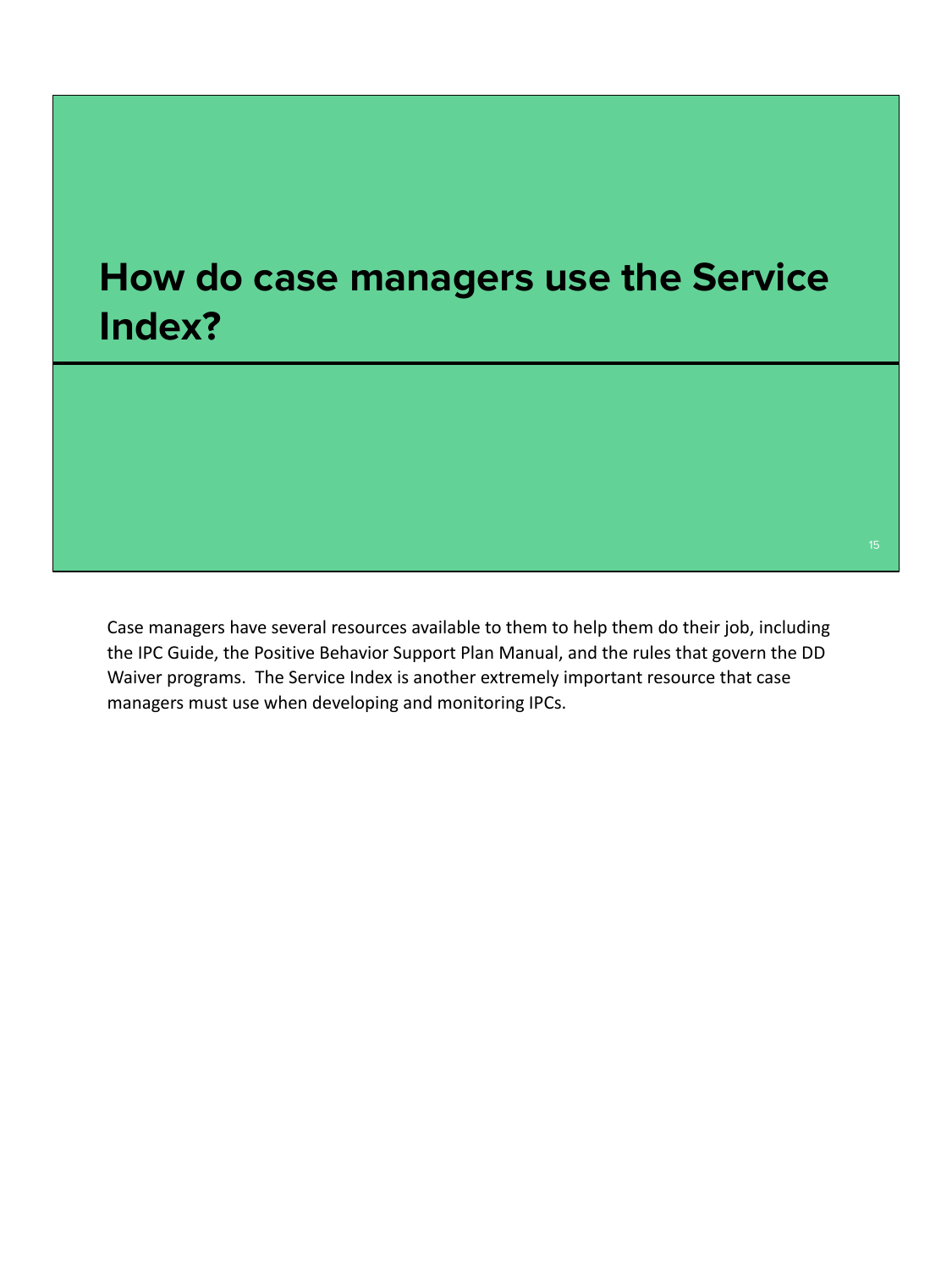# How do case managers use the Service Index?

Case managers have several resources available to them to help them do their job, including the IPC Guide, the Positive Behavior Support Plan Manual, and the rules that govern the DD Waiver programs. The Service Index is another extremely important resource that case managers must use when developing and monitoring IPCs.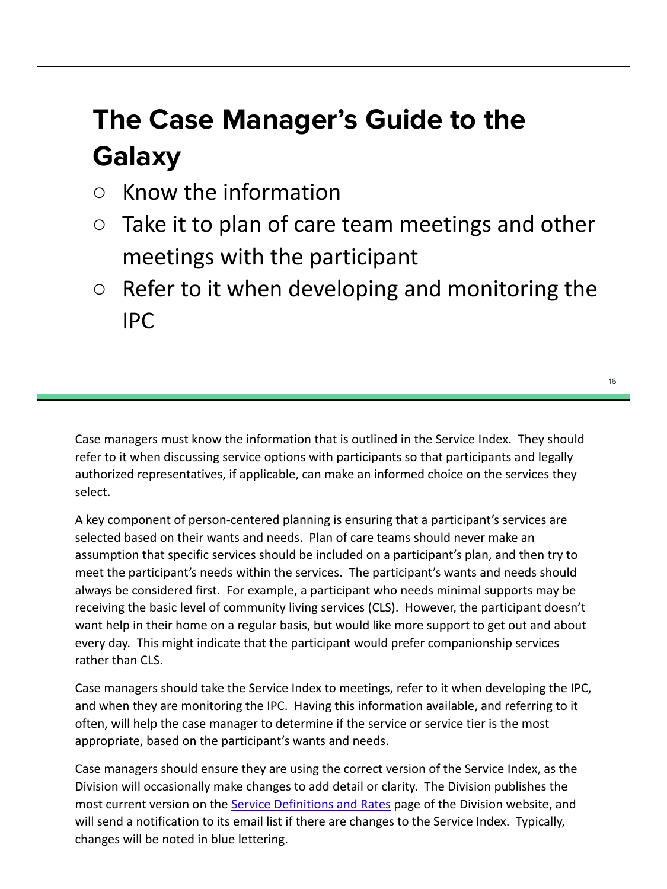# The Case Manager's Guide to the Galaxy

- Know the information
- Take it to plan of care team meetings and other meetings with the participant
- Refer to it when developing and monitoring the IPC

Case managers must know the information that is outlined in the Service Index. They should refer to it when discussing service options with participants so that participants and legally authorized representatives, if applicable, can make an informed choice on the services they select.

A key component of person-centered planning is ensuring that a participant's services are selected based on their wants and needs. Plan of care teams should never make an assumption that specific services should be included on a participant's plan, and then try to meet the participant's needs within the services. The participant's wants and needs should always be considered first. For example, a participant who needs minimal supports may be receiving the basic level of community living services (CLS). However, the participant doesn't want help in their home on a regular basis, but would like more support to get out and about every day. This might indicate that the participant would prefer companionship services rather than CLS.

Case managers should take the Service Index to meetings, refer to it when developing the IPC, and when they are monitoring the IPC. Having this information available, and referring to it often, will help the case manager to determine if the service or service tier is the most appropriate, based on the participant's wants and needs.

Case managers should ensure they are using the correct version of the Service Index, as the Division will occasionally make changes to add detail or clarity. The Division publishes the most current version on the Service Definitions and Rates page of the Division website, and will send a notification to its email list if there are changes to the Service Index. Typically, changes will be noted in blue lettering.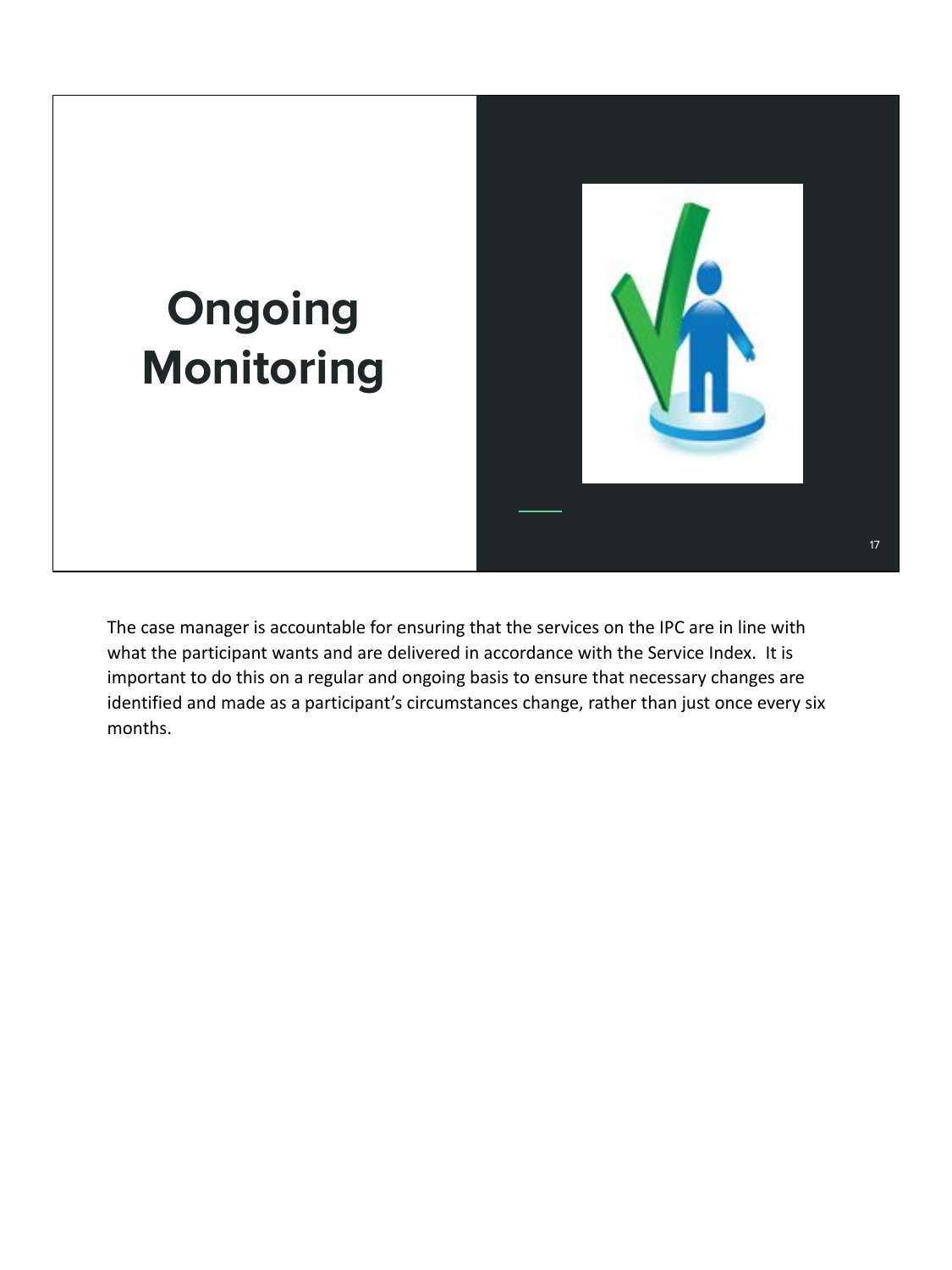# Ongoing Monitoring

The case manager is accountable for ensuring that the services on the IPC are in line with what the participant wants and are delivered in accordance with the Service Index. It is important to do this on a regular and ongoing basis to ensure that necessary changes are identified and made as a participant's circumstances change, rather than just once every six months.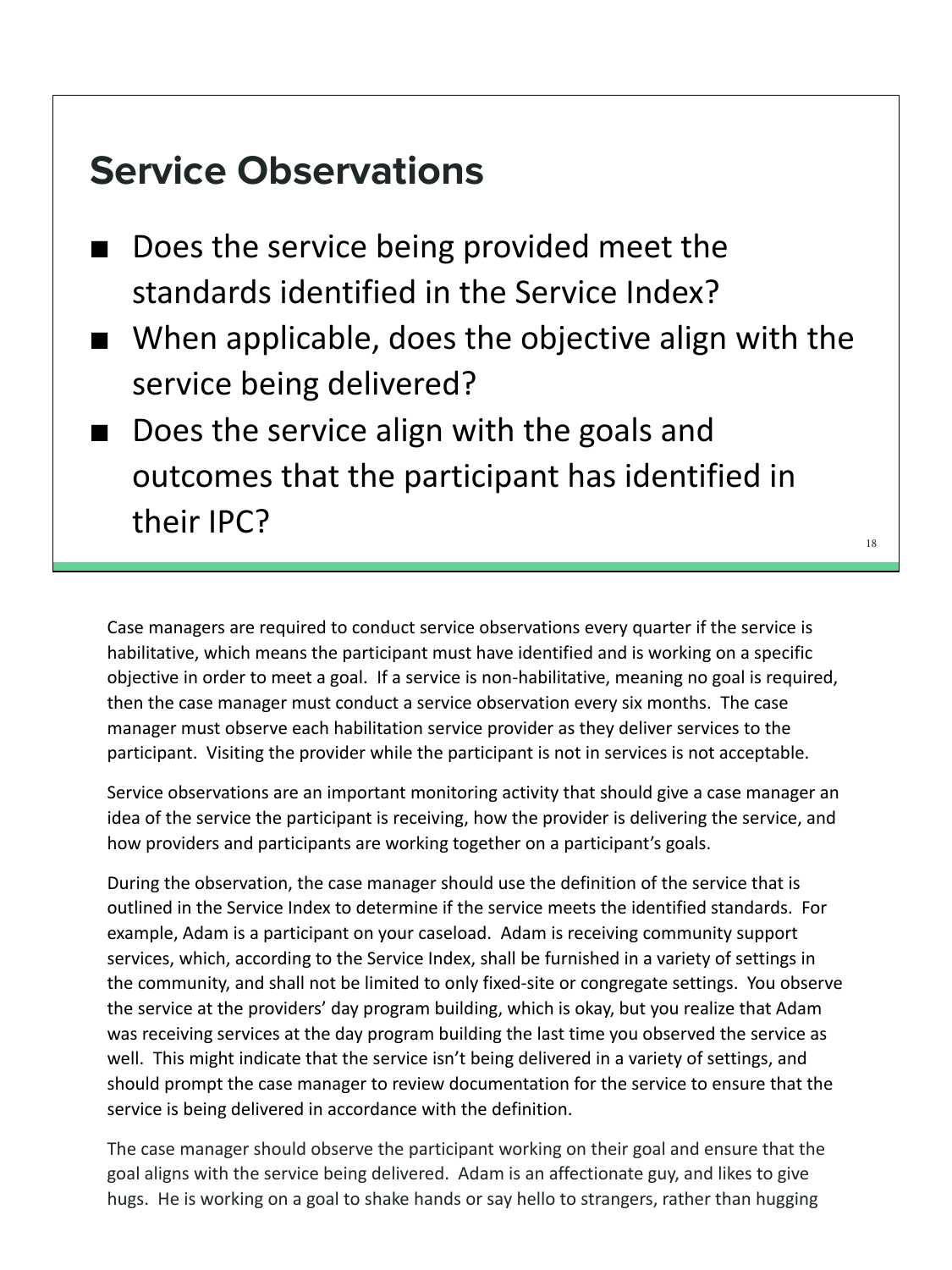## Service Observations

- Does the service being provided meet the standards identified in the Service Index?
- When applicable, does the objective align with the service being delivered?
- Does the service align with the goals and outcomes that the participant has identified in their IPC?

Case managers are required to conduct service observations every quarter if the service is habilitative, which means the participant must have identified and is working on a specific objective in order to meet a goal. If a service is non-habilitative, meaning no goal is required, then the case manager must conduct a service observation every six months. The case manager must observe each habilitation service provider as they deliver services to the participant. Visiting the provider while the participant is not in services is not acceptable.

Service observations are an important monitoring activity that should give a case manager an idea of the service the participant is receiving, how the provider is delivering the service, and how providers and participants are working together on a participant's goals.

During the observation, the case manager should use the definition of the service that is outlined in the Service Index to determine if the service meets the identified standards. For example, Adam is a participant on your caseload. Adam is receiving community support services, which, according to the Service Index, shall be furnished in a variety of settings in the community, and shall not be limited to only fixed-site or congregate settings. You observe the service at the providers' day program building, which is okay, but you realize that Adam was receiving services at the day program building the last time you observed the service as well. This might indicate that the service isn't being delivered in a variety of settings, and should prompt the case manager to review documentation for the service to ensure that the service is being delivered in accordance with the definition.

The case manager should observe the participant working on their goal and ensure that the goal aligns with the service being delivered. Adam is an affectionate guy, and likes to give hugs. He is working on a goal to shake hands or say hello to strangers, rather than hugging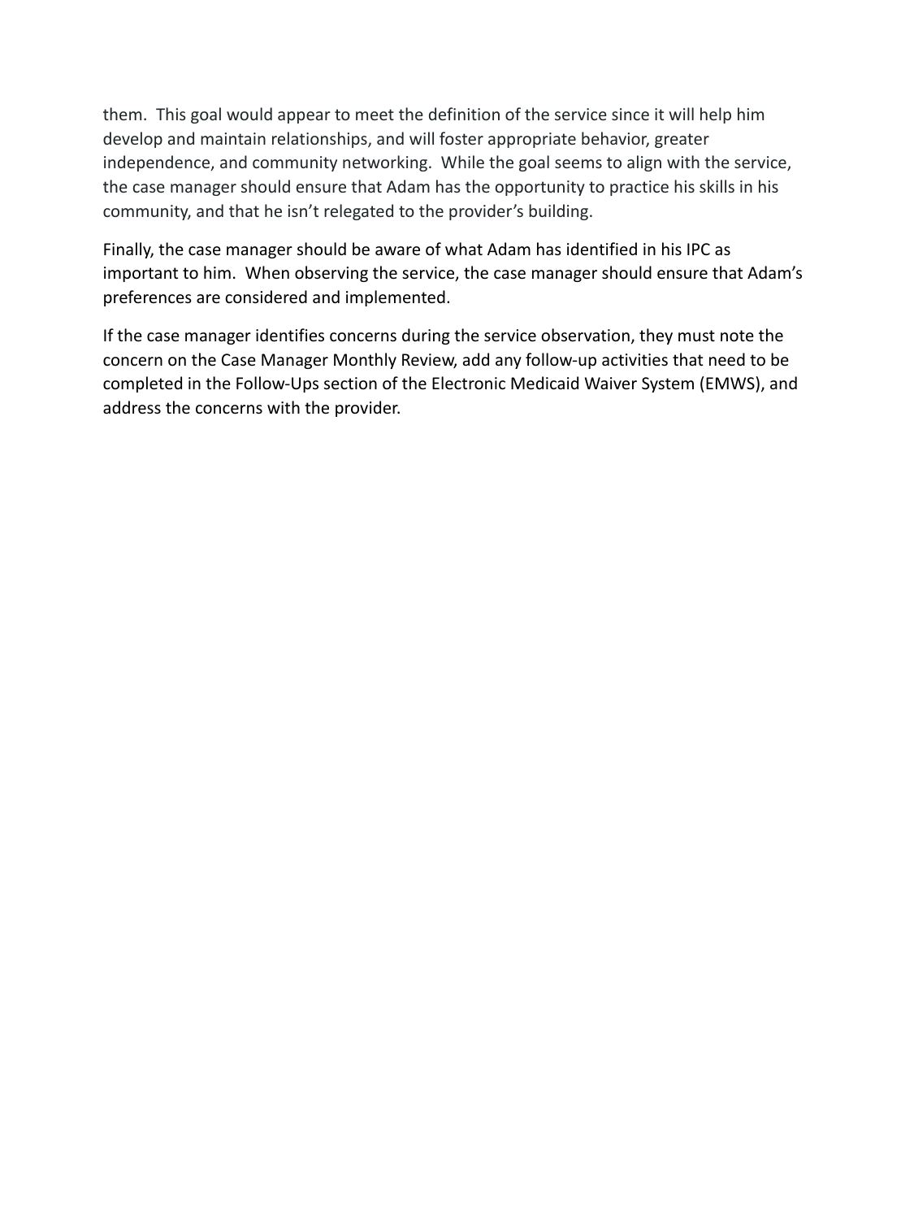them.  This goal would appear to meet the definition of the service since it will help him develop and maintain relationships, and will foster appropriate behavior, greater independence, and community networking.  While the goal seems to align with the service, the case manager should ensure that Adam has the opportunity to practice his skills in his community, and that he isn't relegated to the provider's building.

Finally, the case manager should be aware of what Adam has identified in his IPC as important to him.  When observing the service, the case manager should ensure that Adam's preferences are considered and implemented.

If the case manager identifies concerns during the service observation, they must note the concern on the Case Manager Monthly Review, add any follow-up activities that need to be completed in the Follow-Ups section of the Electronic Medicaid Waiver System (EMWS), and address the concerns with the provider.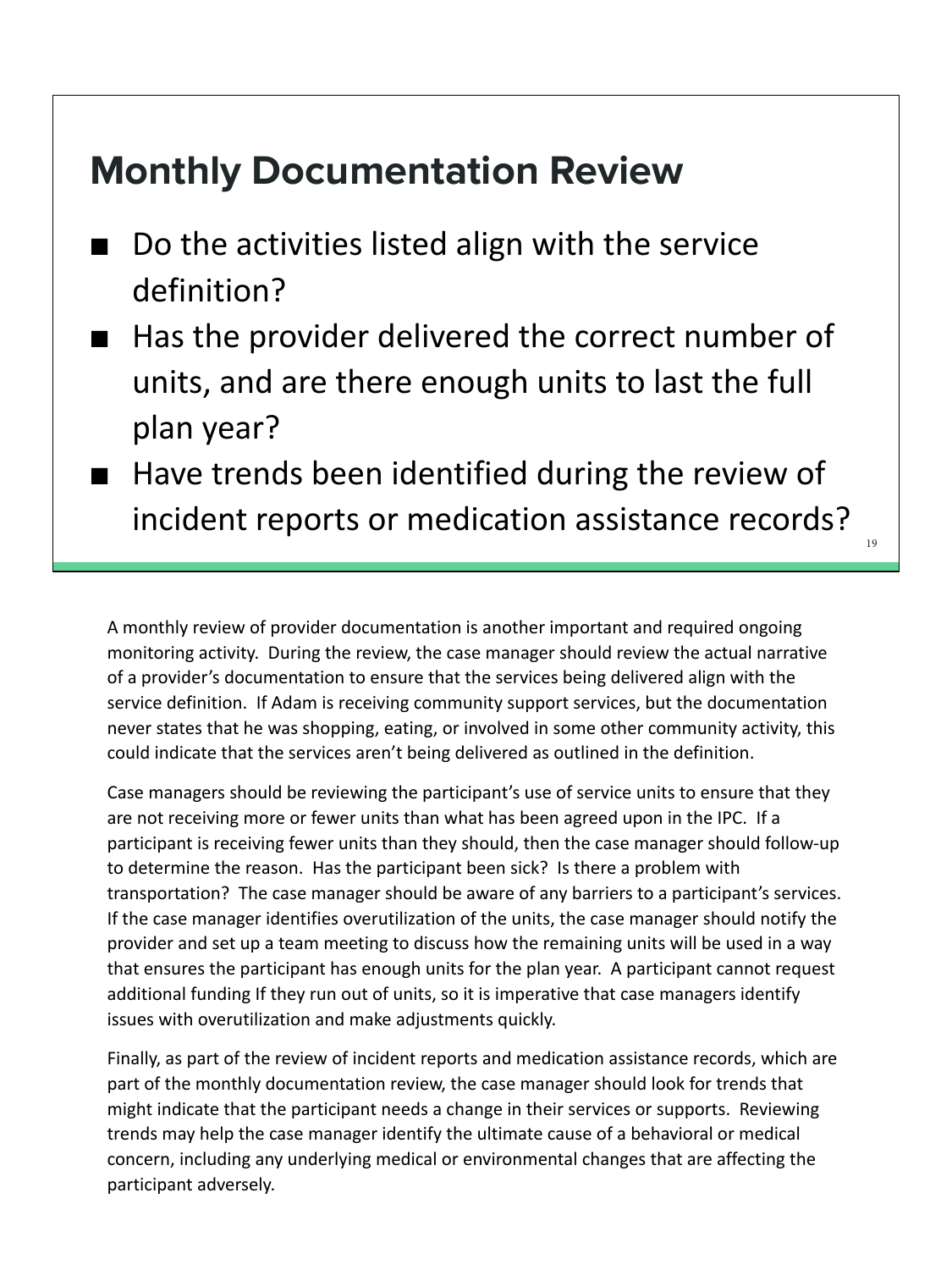## Monthly Documentation Review

- Do the activities listed align with the service definition?
- Has the provider delivered the correct number of units, and are there enough units to last the full plan year?
- Have trends been identified during the review of incident reports or medication assistance records?

A monthly review of provider documentation is another important and required ongoing monitoring activity. During the review, the case manager should review the actual narrative of a provider's documentation to ensure that the services being delivered align with the service definition. If Adam is receiving community support services, but the documentation never states that he was shopping, eating, or involved in some other community activity, this could indicate that the services aren't being delivered as outlined in the definition.

Case managers should be reviewing the participant's use of service units to ensure that they are not receiving more or fewer units than what has been agreed upon in the IPC. If a participant is receiving fewer units than they should, then the case manager should follow-up to determine the reason. Has the participant been sick? Is there a problem with transportation? The case manager should be aware of any barriers to a participant's services. If the case manager identifies overutilization of the units, the case manager should notify the provider and set up a team meeting to discuss how the remaining units will be used in a way that ensures the participant has enough units for the plan year. A participant cannot request additional funding If they run out of units, so it is imperative that case managers identify issues with overutilization and make adjustments quickly.

Finally, as part of the review of incident reports and medication assistance records, which are part of the monthly documentation review, the case manager should look for trends that might indicate that the participant needs a change in their services or supports. Reviewing trends may help the case manager identify the ultimate cause of a behavioral or medical concern, including any underlying medical or environmental changes that are affecting the participant adversely.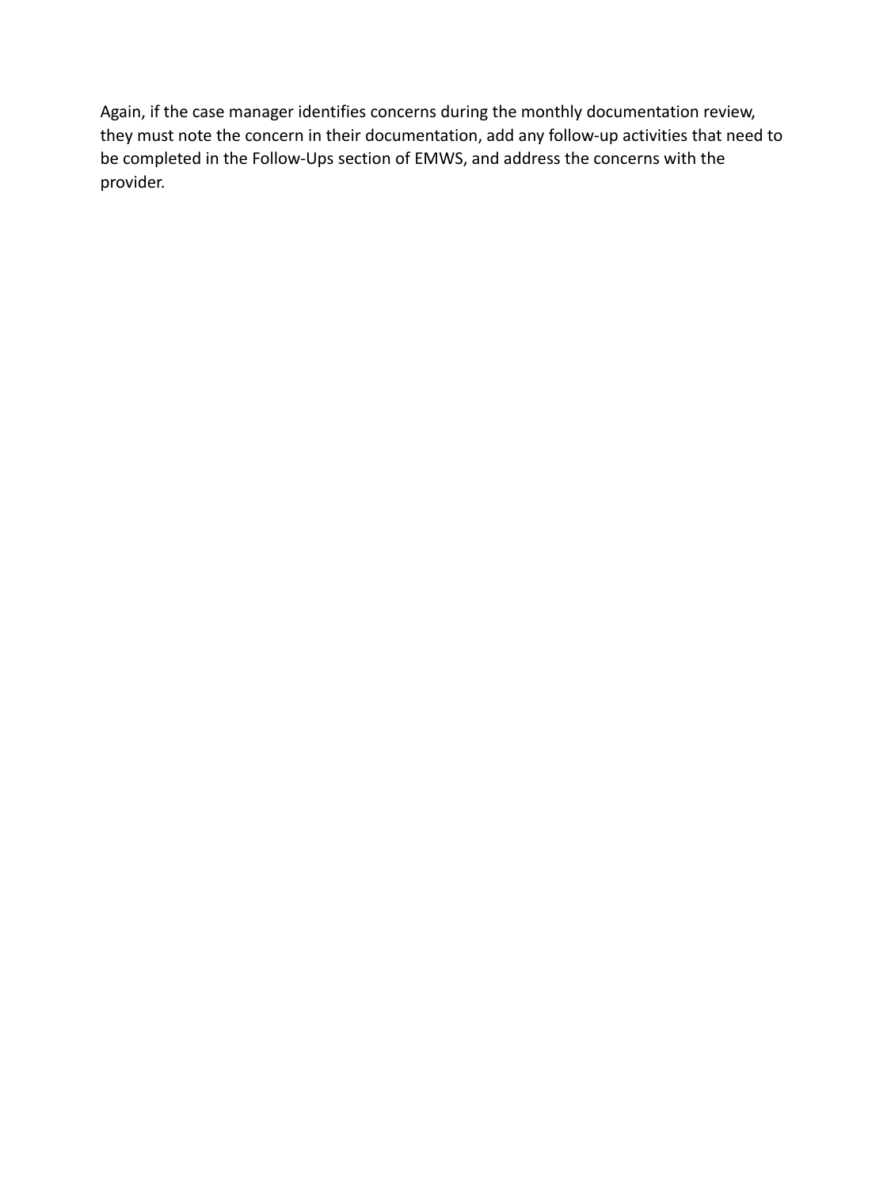Again, if the case manager identifies concerns during the monthly documentation review, they must note the concern in their documentation, add any follow-up activities that need to be completed in the Follow-Ups section of EMWS, and address the concerns with the provider.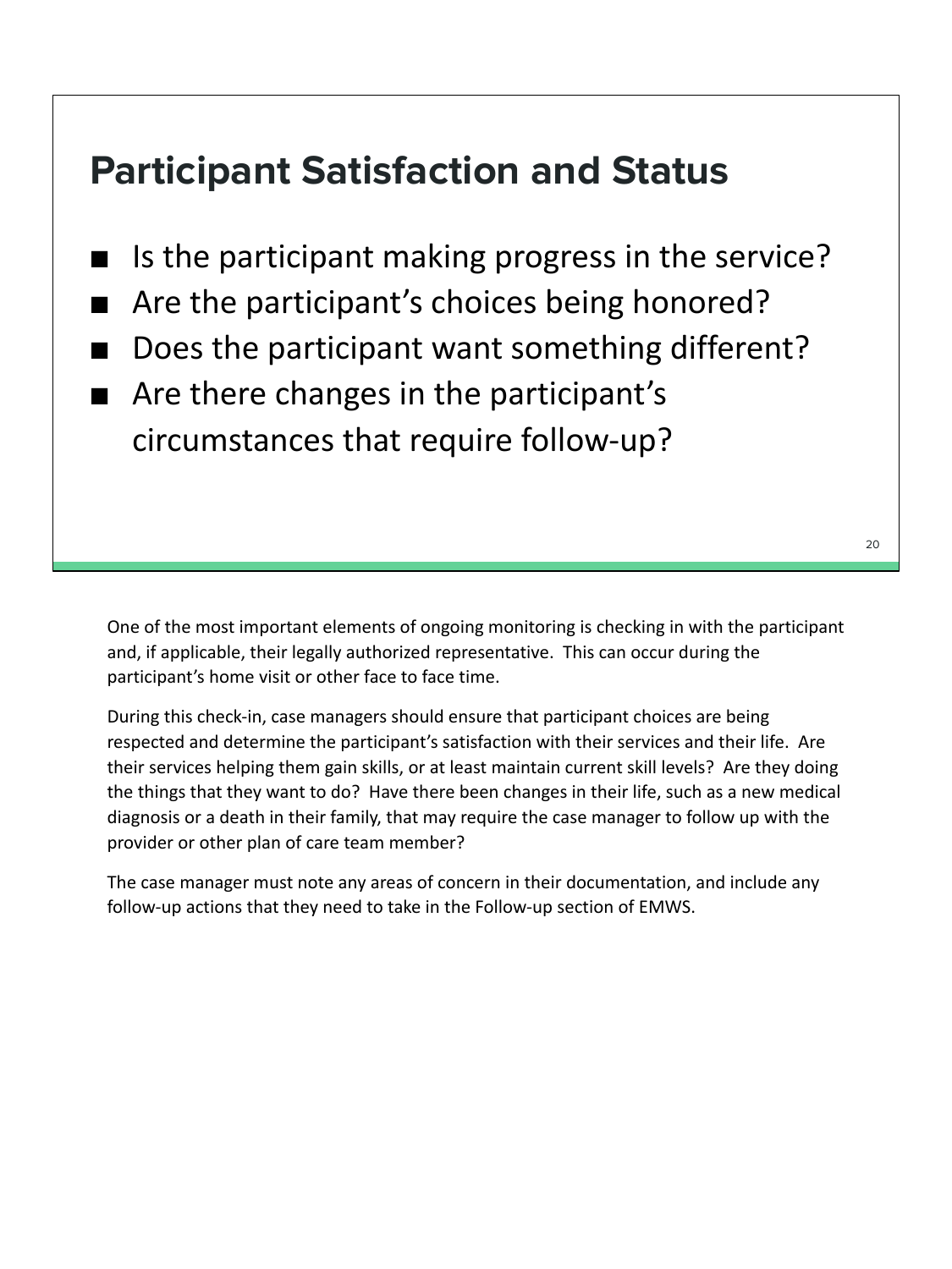## Participant Satisfaction and Status

- Is the participant making progress in the service?
- Are the participant's choices being honored?
- Does the participant want something different?
- Are there changes in the participant's circumstances that require follow-up?

One of the most important elements of ongoing monitoring is checking in with the participant and, if applicable, their legally authorized representative. This can occur during the participant's home visit or other face to face time.

During this check-in, case managers should ensure that participant choices are being respected and determine the participant's satisfaction with their services and their life. Are their services helping them gain skills, or at least maintain current skill levels? Are they doing the things that they want to do? Have there been changes in their life, such as a new medical diagnosis or a death in their family, that may require the case manager to follow up with the provider or other plan of care team member?

The case manager must note any areas of concern in their documentation, and include any follow-up actions that they need to take in the Follow-up section of EMWS.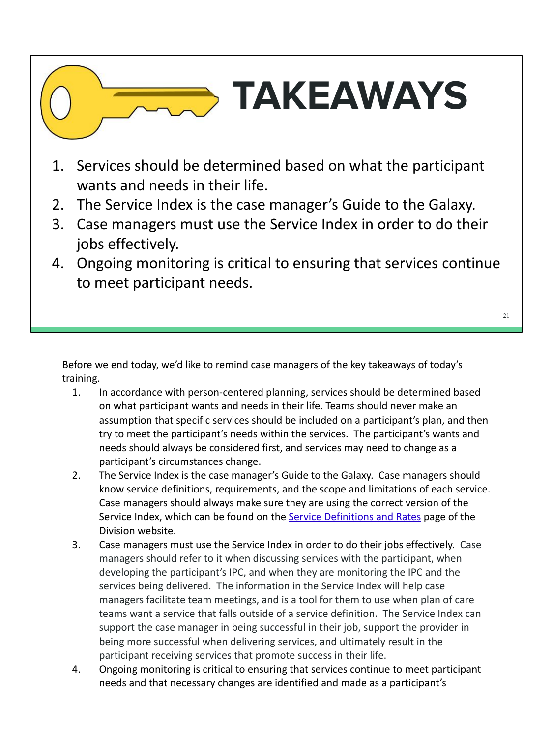# TAKEAWAYS

1. Services should be determined based on what the participant wants and needs in their life.
2. The Service Index is the case manager's Guide to the Galaxy.
3. Case managers must use the Service Index in order to do their jobs effectively.
4. Ongoing monitoring is critical to ensuring that services continue to meet participant needs.

Before we end today, we'd like to remind case managers of the key takeaways of today's training.

1. In accordance with person-centered planning, services should be determined based on what participant wants and needs in their life. Teams should never make an assumption that specific services should be included on a participant's plan, and then try to meet the participant's needs within the services. The participant's wants and needs should always be considered first, and services may need to change as a participant's circumstances change.
2. The Service Index is the case manager's Guide to the Galaxy. Case managers should know service definitions, requirements, and the scope and limitations of each service. Case managers should always make sure they are using the correct version of the Service Index, which can be found on the Service Definitions and Rates page of the Division website.
3. Case managers must use the Service Index in order to do their jobs effectively. Case managers should refer to it when discussing services with the participant, when developing the participant's IPC, and when they are monitoring the IPC and the services being delivered. The information in the Service Index will help case managers facilitate team meetings, and is a tool for them to use when plan of care teams want a service that falls outside of a service definition. The Service Index can support the case manager in being successful in their job, support the provider in being more successful when delivering services, and ultimately result in the participant receiving services that promote success in their life.
4. Ongoing monitoring is critical to ensuring that services continue to meet participant needs and that necessary changes are identified and made as a participant's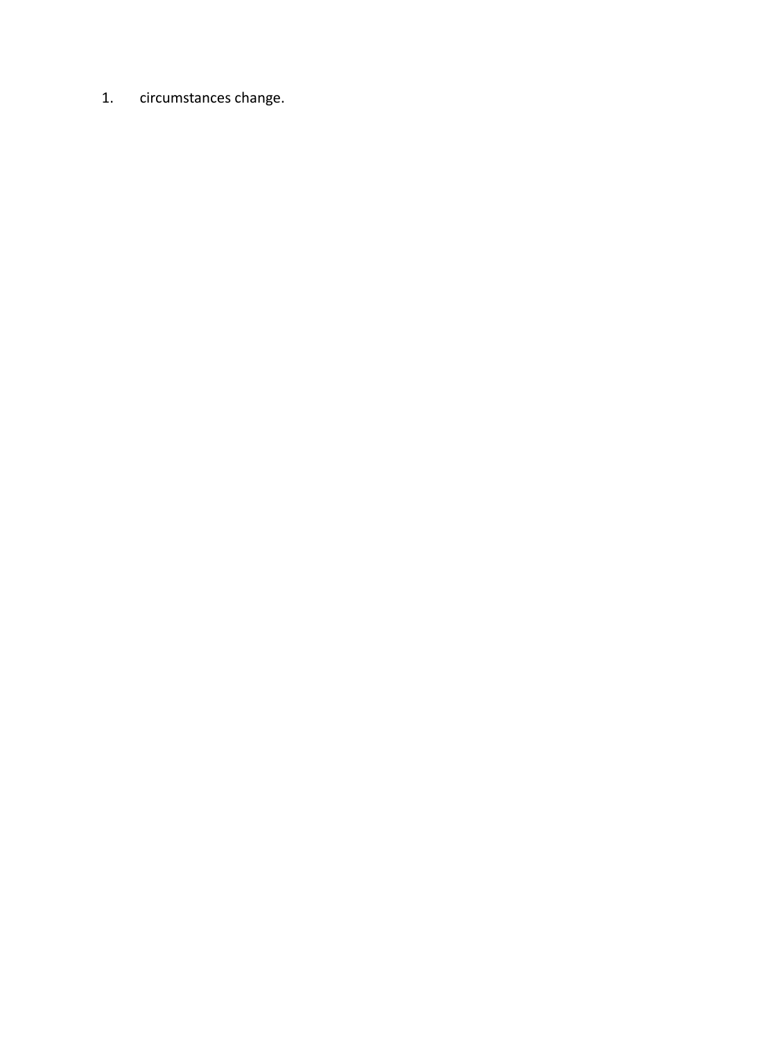1. circumstances change.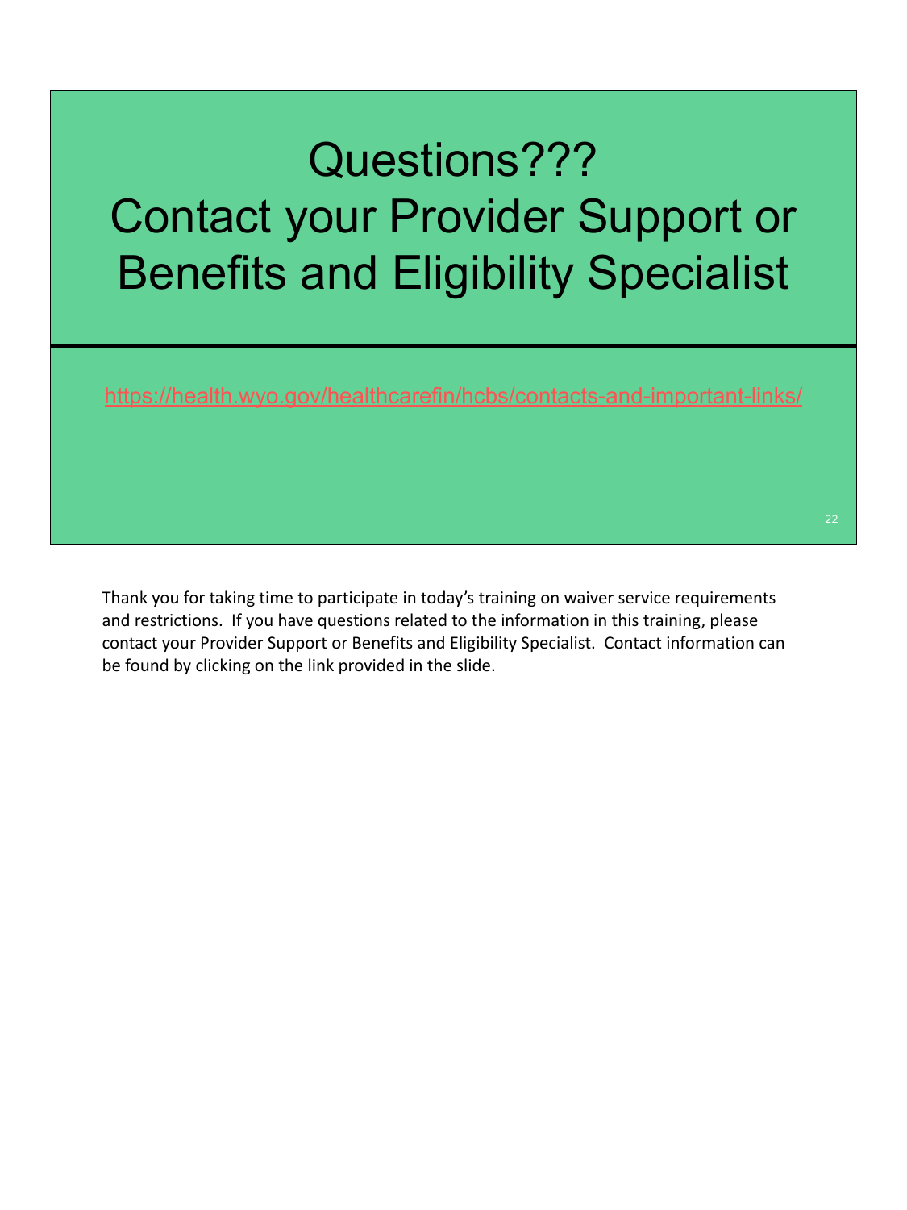# Questions???
# Contact your Provider Support or Benefits and Eligibility Specialist

https://health.wyo.gov/healthcarefin/hcbs/contacts-and-important-links/

Thank you for taking time to participate in today's training on waiver service requirements and restrictions. If you have questions related to the information in this training, please contact your Provider Support or Benefits and Eligibility Specialist. Contact information can be found by clicking on the link provided in the slide.